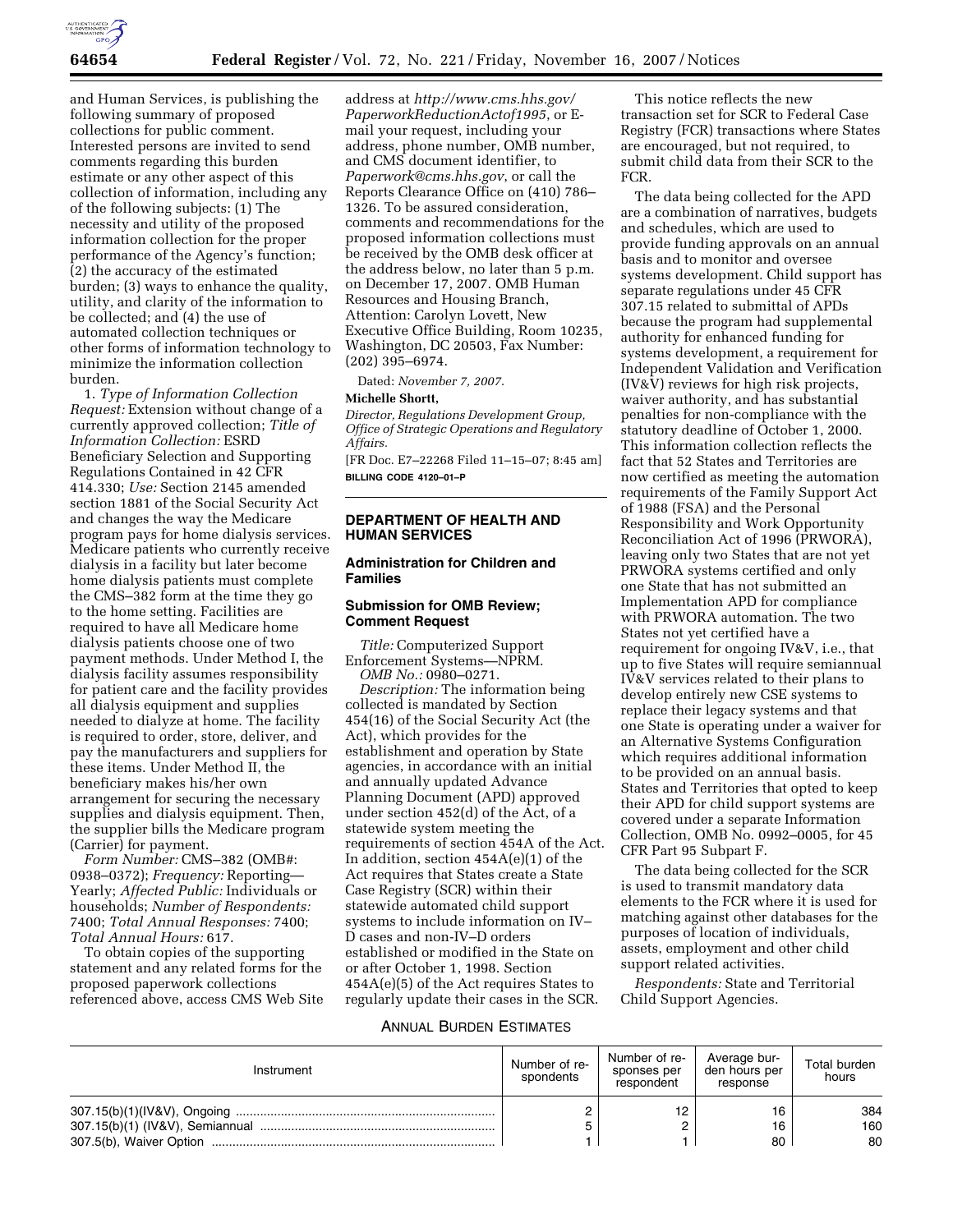and Human Services, is publishing the following summary of proposed collections for public comment. Interested persons are invited to send comments regarding this burden estimate or any other aspect of this collection of information, including any of the following subjects: (1) The necessity and utility of the proposed information collection for the proper performance of the Agency's function; (2) the accuracy of the estimated burden; (3) ways to enhance the quality, utility, and clarity of the information to be collected; and (4) the use of automated collection techniques or other forms of information technology to minimize the information collection burden.

1. *Type of Information Collection Request:* Extension without change of a currently approved collection; *Title of Information Collection:* ESRD Beneficiary Selection and Supporting Regulations Contained in 42 CFR 414.330; *Use:* Section 2145 amended section 1881 of the Social Security Act and changes the way the Medicare program pays for home dialysis services. Medicare patients who currently receive dialysis in a facility but later become home dialysis patients must complete the CMS–382 form at the time they go to the home setting. Facilities are required to have all Medicare home dialysis patients choose one of two payment methods. Under Method I, the dialysis facility assumes responsibility for patient care and the facility provides all dialysis equipment and supplies needed to dialyze at home. The facility is required to order, store, deliver, and pay the manufacturers and suppliers for these items. Under Method II, the beneficiary makes his/her own arrangement for securing the necessary supplies and dialysis equipment. Then, the supplier bills the Medicare program (Carrier) for payment.

*Form Number:* CMS–382 (OMB#: 0938–0372); *Frequency:* Reporting—Yearly; *Affected Public:* Individuals or households; *Number of Respondents:* 7400; *Total Annual Responses:* 7400; *Total Annual Hours:* 617.

To obtain copies of the supporting statement and any related forms for the proposed paperwork collections referenced above, access CMS Web Site address at *http://www.cms.hhs.gov/PaperworkReductionActof1995*, or E-mail your request, including your address, phone number, OMB number, and CMS document identifier, to *Paperwork@cms.hhs.gov*, or call the Reports Clearance Office on (410) 786–1326. To be assured consideration, comments and recommendations for the proposed information collections must be received by the OMB desk officer at the address below, no later than 5 p.m. on December 17, 2007. OMB Human Resources and Housing Branch, Attention: Carolyn Lovett, New Executive Office Building, Room 10235, Washington, DC 20503, Fax Number: (202) 395–6974.

Dated: *November 7, 2007.*

**Michelle Shortt,**

*Director, Regulations Development Group, Office of Strategic Operations and Regulatory Affairs.*

[FR Doc. E7–22268 Filed 11–15–07; 8:45 am]

**BILLING CODE 4120–01–P**

## DEPARTMENT OF HEALTH AND HUMAN SERVICES

### Administration for Children and Families

### Submission for OMB Review; Comment Request

*Title:* Computerized Support Enforcement Systems—NPRM.

*OMB No.:* 0980–0271.

*Description:* The information being collected is mandated by Section 454(16) of the Social Security Act (the Act), which provides for the establishment and operation by State agencies, in accordance with an initial and annually updated Advance Planning Document (APD) approved under section 452(d) of the Act, of a statewide system meeting the requirements of section 454A of the Act. In addition, section 454A(e)(1) of the Act requires that States create a State Case Registry (SCR) within their statewide automated child support systems to include information on IV–D cases and non-IV–D orders established or modified in the State on or after October 1, 1998. Section 454A(e)(5) of the Act requires States to regularly update their cases in the SCR.

This notice reflects the new transaction set for SCR to Federal Case Registry (FCR) transactions where States are encouraged, but not required, to submit child data from their SCR to the FCR.

The data being collected for the APD are a combination of narratives, budgets and schedules, which are used to provide funding approvals on an annual basis and to monitor and oversee systems development. Child support has separate regulations under 45 CFR 307.15 related to submittal of APDs because the program had supplemental authority for enhanced funding for systems development, a requirement for Independent Validation and Verification (IV&V) reviews for high risk projects, waiver authority, and has substantial penalties for non-compliance with the statutory deadline of October 1, 2000. This information collection reflects the fact that 52 States and Territories are now certified as meeting the automation requirements of the Family Support Act of 1988 (FSA) and the Personal Responsibility and Work Opportunity Reconciliation Act of 1996 (PRWORA), leaving only two States that are not yet PRWORA systems certified and only one State that has not submitted an Implementation APD for compliance with PRWORA automation. The two States not yet certified have a requirement for ongoing IV&V, i.e., that up to five States will require semiannual IV&V services related to their plans to develop entirely new CSE systems to replace their legacy systems and that one State is operating under a waiver for an Alternative Systems Configuration which requires additional information to be provided on an annual basis. States and Territories that opted to keep their APD for child support systems are covered under a separate Information Collection, OMB No. 0992–0005, for 45 CFR Part 95 Subpart F.

The data being collected for the SCR is used to transmit mandatory data elements to the FCR where it is used for matching against other databases for the purposes of location of individuals, assets, employment and other child support related activities.

*Respondents:* State and Territorial Child Support Agencies.

ANNUAL BURDEN ESTIMATES

| Instrument | Number of respondents | Number of responses per respondent | Average burden hours per response | Total burden hours |
|---|---|---|---|---|
| 307.15(b)(1)(IV&V), Ongoing | 2 | 12 | 16 | 384 |
| 307.15(b)(1) (IV&V), Semiannual | 5 | 2 | 16 | 160 |
| 307.5(b), Waiver Option | 1 | 1 | 80 | 80 |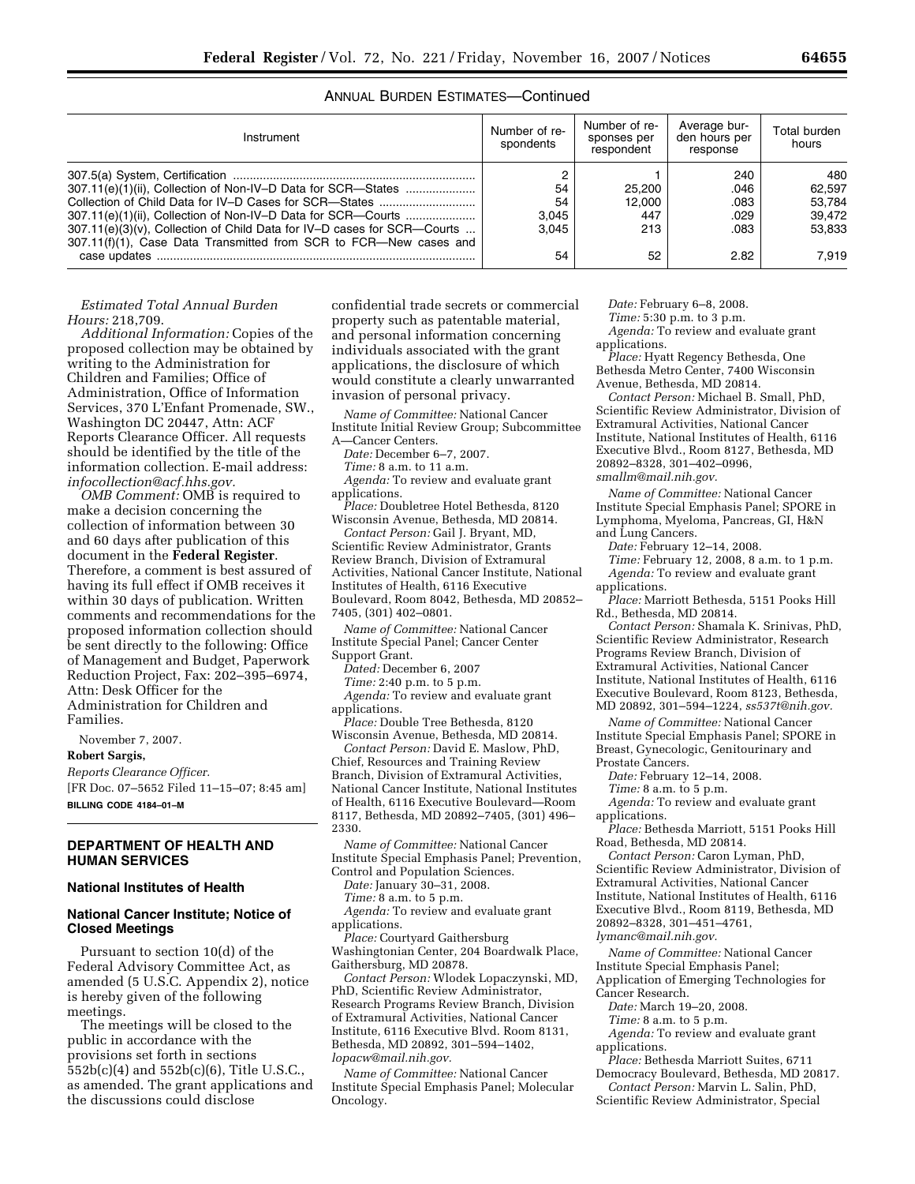ANNUAL BURDEN ESTIMATES—Continued

| Instrument | Number of respondents | Number of responses per respondent | Average burden hours per response | Total burden hours |
| --- | --- | --- | --- | --- |
| 307.5(a) System, Certification | 2 | 1 | 240 | 480 |
| 307.11(e)(1)(ii), Collection of Non-IV–D Data for SCR—States | 54 | 25,200 | .046 | 62,597 |
| Collection of Child Data for IV–D Cases for SCR—States | 54 | 12,000 | .083 | 53,784 |
| 307.11(e)(1)(ii), Collection of Non-IV–D Data for SCR—Courts | 3,045 | 447 | .029 | 39,472 |
| 307.11(e)(3)(v), Collection of Child Data for IV–D cases for SCR—Courts | 3,045 | 213 | .083 | 53,833 |
| 307.11(f)(1), Case Data Transmitted from SCR to FCR—New cases and case updates | 54 | 52 | 2.82 | 7,919 |

*Estimated Total Annual Burden Hours:* 218,709.

*Additional Information:* Copies of the proposed collection may be obtained by writing to the Administration for Children and Families; Office of Administration, Office of Information Services, 370 L'Enfant Promenade, SW., Washington DC 20447, Attn: ACF Reports Clearance Officer. All requests should be identified by the title of the information collection. E-mail address: *infocollection@acf.hhs.gov.*

*OMB Comment:* OMB is required to make a decision concerning the collection of information between 30 and 60 days after publication of this document in the **Federal Register**. Therefore, a comment is best assured of having its full effect if OMB receives it within 30 days of publication. Written comments and recommendations for the proposed information collection should be sent directly to the following: Office of Management and Budget, Paperwork Reduction Project, Fax: 202–395–6974, Attn: Desk Officer for the Administration for Children and Families.

November 7, 2007.

**Robert Sargis,**

*Reports Clearance Officer.*

[FR Doc. 07–5652 Filed 11–15–07; 8:45 am]

**BILLING CODE 4184–01–M**

## DEPARTMENT OF HEALTH AND HUMAN SERVICES

### National Institutes of Health

### National Cancer Institute; Notice of Closed Meetings

Pursuant to section 10(d) of the Federal Advisory Committee Act, as amended (5 U.S.C. Appendix 2), notice is hereby given of the following meetings.

The meetings will be closed to the public in accordance with the provisions set forth in sections 552b(c)(4) and 552b(c)(6), Title U.S.C., as amended. The grant applications and the discussions could disclose confidential trade secrets or commercial property such as patentable material, and personal information concerning individuals associated with the grant applications, the disclosure of which would constitute a clearly unwarranted invasion of personal privacy.

*Name of Committee:* National Cancer Institute Initial Review Group; Subcommittee A—Cancer Centers.

*Date:* December 6–7, 2007.

*Time:* 8 a.m. to 11 a.m.

*Agenda:* To review and evaluate grant applications.

*Place:* Doubletree Hotel Bethesda, 8120 Wisconsin Avenue, Bethesda, MD 20814.

*Contact Person:* Gail J. Bryant, MD, Scientific Review Administrator, Grants Review Branch, Division of Extramural Activities, National Cancer Institute, National Institutes of Health, 6116 Executive Boulevard, Room 8042, Bethesda, MD 20852–7405, (301) 402–0801.

*Name of Committee:* National Cancer Institute Special Emphasis Panel; Cancer Center Support Grant.

*Dated:* December 6, 2007

*Time:* 2:40 p.m. to 5 p.m.

*Agenda:* To review and evaluate grant applications.

*Place:* Double Tree Bethesda, 8120 Wisconsin Avenue, Bethesda, MD 20814.

*Contact Person:* David E. Maslow, PhD, Chief, Resources and Training Review Branch, Division of Extramural Activities, National Cancer Institute, National Institutes of Health, 6116 Executive Boulevard—Room 8117, Bethesda, MD 20892–7405, (301) 496–2330.

*Name of Committee:* National Cancer Institute Special Emphasis Panel; Prevention, Control and Population Sciences.

*Date:* January 30–31, 2008.

*Time:* 8 a.m. to 5 p.m.

*Agenda:* To review and evaluate grant applications.

*Place:* Courtyard Gaithersburg Washingtonian Center, 204 Boardwalk Place, Gaithersburg, MD 20878.

*Contact Person:* Wlodek Lopaczynski, MD, PhD, Scientific Review Administrator, Research Programs Review Branch, Division of Extramural Activities, National Cancer Institute, 6116 Executive Blvd. Room 8131, Bethesda, MD 20892, 301–594–1402, *lopacw@mail.nih.gov.*

*Name of Committee:* National Cancer Institute Special Emphasis Panel; Molecular Oncology.

*Date:* February 6–8, 2008.

*Time:* 5:30 p.m. to 3 p.m.

*Agenda:* To review and evaluate grant applications.

*Place:* Hyatt Regency Bethesda, One Bethesda Metro Center, 7400 Wisconsin Avenue, Bethesda, MD 20814.

*Contact Person:* Michael B. Small, PhD, Scientific Review Administrator, Division of Extramural Activities, National Cancer Institute, National Institutes of Health, 6116 Executive Blvd., Room 8127, Bethesda, MD 20892–8328, 301–402–0996, *smallm@mail.nih.gov.*

*Name of Committee:* National Cancer Institute Special Emphasis Panel; SPORE in Lymphoma, Myeloma, Pancreas, GI, H&N and Lung Cancers.

*Date:* February 12–14, 2008.

*Time:* February 12, 2008, 8 a.m. to 1 p.m.

*Agenda:* To review and evaluate grant applications.

*Place:* Marriott Bethesda, 5151 Pooks Hill Rd., Bethesda, MD 20814.

*Contact Person:* Shamala K. Srinivas, PhD, Scientific Review Administrator, Research Programs Review Branch, Division of Extramural Activities, National Cancer Institute, National Institutes of Health, 6116 Executive Boulevard, Room 8123, Bethesda, MD 20892, 301–594–1224, *ss537t@nih.gov.*

*Name of Committee:* National Cancer Institute Special Emphasis Panel; SPORE in Breast, Gynecologic, Genitourinary and Prostate Cancers.

*Date:* February 12–14, 2008.

*Time:* 8 a.m. to 5 p.m.

*Agenda:* To review and evaluate grant applications.

*Place:* Bethesda Marriott, 5151 Pooks Hill Road, Bethesda, MD 20814.

*Contact Person:* Caron Lyman, PhD, Scientific Review Administrator, Division of Extramural Activities, National Cancer Institute, National Institutes of Health, 6116 Executive Blvd., Room 8119, Bethesda, MD 20892–8328, 301–451–4761, *lymanc@mail.nih.gov.*

*Name of Committee:* National Cancer Institute Special Emphasis Panel; Application of Emerging Technologies for Cancer Research.

*Date:* March 19–20, 2008.

*Time:* 8 a.m. to 5 p.m.

*Agenda:* To review and evaluate grant applications.

*Place:* Bethesda Marriott Suites, 6711 Democracy Boulevard, Bethesda, MD 20817.

*Contact Person:* Marvin L. Salin, PhD, Scientific Review Administrator, Special